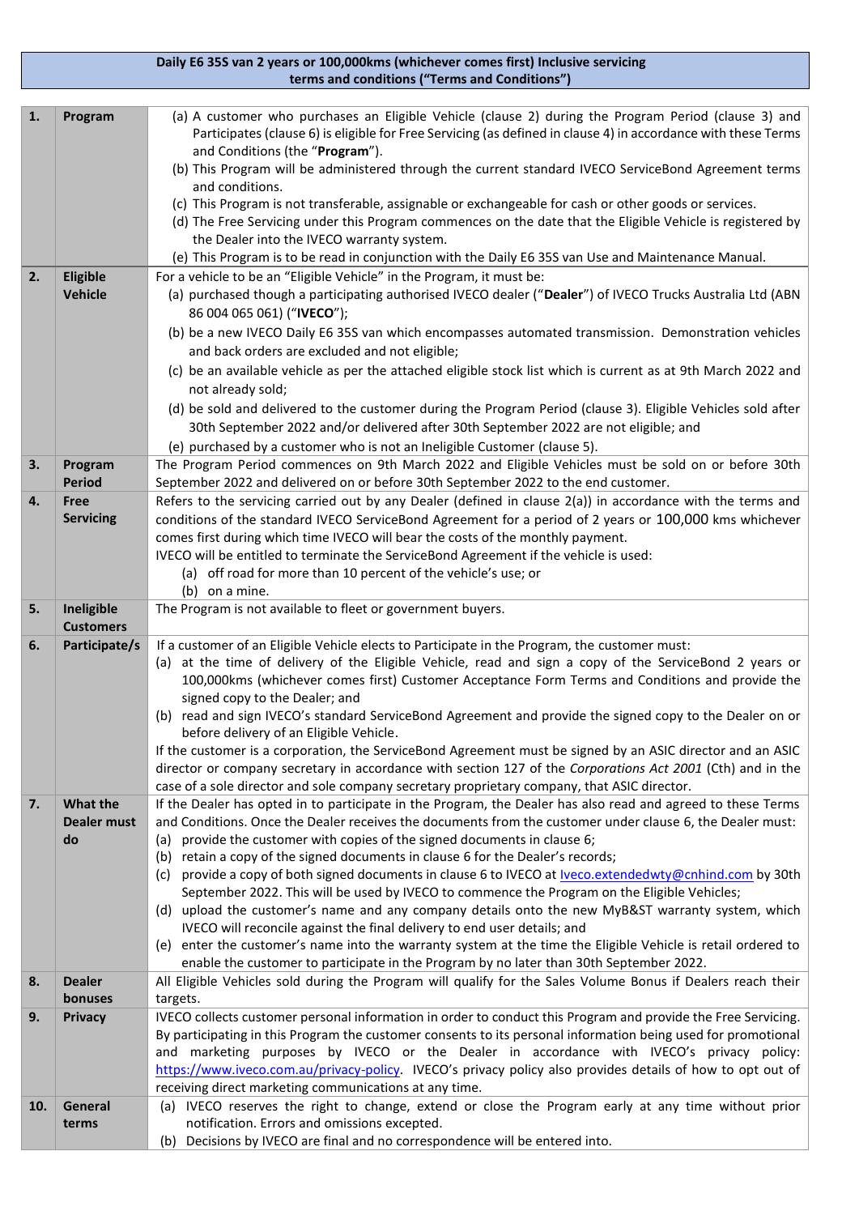| Daily E6 35S van 2 years or 100,000kms (whichever comes first) Inclusive servicing terms and conditions ("Terms and Conditions") | | |
|---|---|---|
| **1.** | **Program** | (a) A customer who purchases an Eligible Vehicle (clause 2) during the Program Period (clause 3) and Participates (clause 6) is eligible for Free Servicing (as defined in clause 4) in accordance with these Terms and Conditions (the "**Program**").<br>(b) This Program will be administered through the current standard IVECO ServiceBond Agreement terms and conditions.<br>(c) This Program is not transferable, assignable or exchangeable for cash or other goods or services.<br>(d) The Free Servicing under this Program commences on the date that the Eligible Vehicle is registered by the Dealer into the IVECO warranty system.<br>(e) This Program is to be read in conjunction with the Daily E6 35S van Use and Maintenance Manual. |
| **2.** | **Eligible Vehicle** | For a vehicle to be an "Eligible Vehicle" in the Program, it must be:<br>(a) purchased though a participating authorised IVECO dealer ("**Dealer**") of IVECO Trucks Australia Ltd (ABN 86 004 065 061) ("**IVECO**");<br>(b) be a new IVECO Daily E6 35S van which encompasses automated transmission. Demonstration vehicles and back orders are excluded and not eligible;<br>(c) be an available vehicle as per the attached eligible stock list which is current as at 9th March 2022 and not already sold;<br>(d) be sold and delivered to the customer during the Program Period (clause 3). Eligible Vehicles sold after 30th September 2022 and/or delivered after 30th September 2022 are not eligible; and<br>(e) purchased by a customer who is not an Ineligible Customer (clause 5). |
| **3.** | **Program Period** | The Program Period commences on 9th March 2022 and Eligible Vehicles must be sold on or before 30th September 2022 and delivered on or before 30th September 2022 to the end customer. |
| **4.** | **Free Servicing** | Refers to the servicing carried out by any Dealer (defined in clause 2(a)) in accordance with the terms and conditions of the standard IVECO ServiceBond Agreement for a period of 2 years or 100,000 kms whichever comes first during which time IVECO will bear the costs of the monthly payment.<br>IVECO will be entitled to terminate the ServiceBond Agreement if the vehicle is used:<br>(a) off road for more than 10 percent of the vehicle's use; or<br>(b) on a mine. |
| **5.** | **Ineligible Customers** | The Program is not available to fleet or government buyers. |
| **6.** | **Participate/s** | If a customer of an Eligible Vehicle elects to Participate in the Program, the customer must:<br>(a) at the time of delivery of the Eligible Vehicle, read and sign a copy of the ServiceBond 2 years or 100,000kms (whichever comes first) Customer Acceptance Form Terms and Conditions and provide the signed copy to the Dealer; and<br>(b) read and sign IVECO's standard ServiceBond Agreement and provide the signed copy to the Dealer on or before delivery of an Eligible Vehicle.<br>If the customer is a corporation, the ServiceBond Agreement must be signed by an ASIC director and an ASIC director or company secretary in accordance with section 127 of the *Corporations Act 2001* (Cth) and in the case of a sole director and sole company secretary proprietary company, that ASIC director. |
| **7.** | **What the Dealer must do** | If the Dealer has opted in to participate in the Program, the Dealer has also read and agreed to these Terms and Conditions. Once the Dealer receives the documents from the customer under clause 6, the Dealer must:<br>(a) provide the customer with copies of the signed documents in clause 6;<br>(b) retain a copy of the signed documents in clause 6 for the Dealer's records;<br>(c) provide a copy of both signed documents in clause 6 to IVECO at Iveco.extendedwty@cnhind.com by 30th September 2022. This will be used by IVECO to commence the Program on the Eligible Vehicles;<br>(d) upload the customer's name and any company details onto the new MyB&ST warranty system, which IVECO will reconcile against the final delivery to end user details; and<br>(e) enter the customer's name into the warranty system at the time the Eligible Vehicle is retail ordered to enable the customer to participate in the Program by no later than 30th September 2022. |
| **8.** | **Dealer bonuses** | All Eligible Vehicles sold during the Program will qualify for the Sales Volume Bonus if Dealers reach their targets. |
| **9.** | **Privacy** | IVECO collects customer personal information in order to conduct this Program and provide the Free Servicing. By participating in this Program the customer consents to its personal information being used for promotional and marketing purposes by IVECO or the Dealer in accordance with IVECO's privacy policy: https://www.iveco.com.au/privacy-policy. IVECO's privacy policy also provides details of how to opt out of receiving direct marketing communications at any time. |
| **10.** | **General terms** | (a) IVECO reserves the right to change, extend or close the Program early at any time without prior notification. Errors and omissions excepted.<br>(b) Decisions by IVECO are final and no correspondence will be entered into. |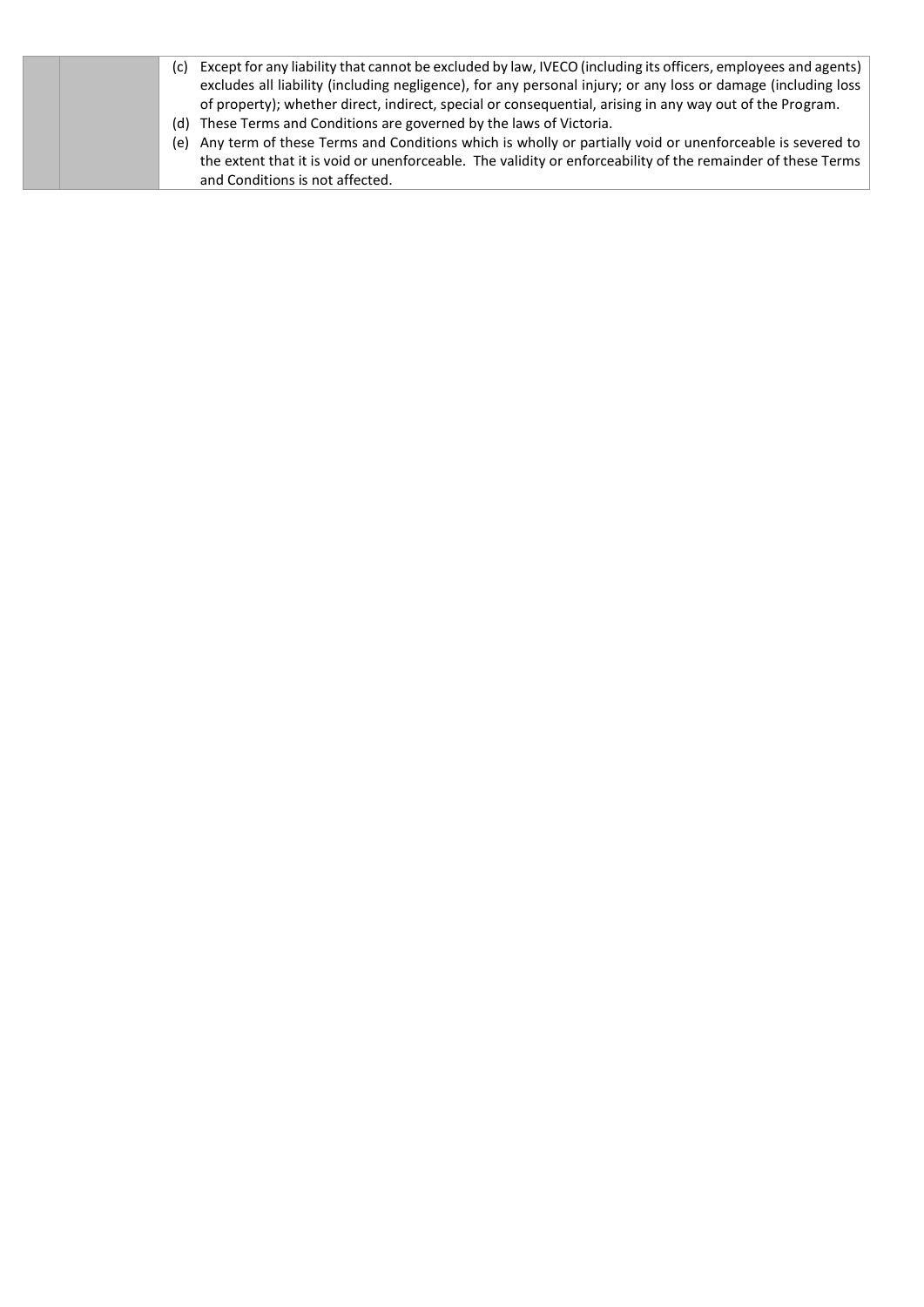| | | (c) Except for any liability that cannot be excluded by law, IVECO (including its officers, employees and agents) excludes all liability (including negligence), for any personal injury; or any loss or damage (including loss of property); whether direct, indirect, special or consequential, arising in any way out of the Program.<br>(d) These Terms and Conditions are governed by the laws of Victoria.<br>(e) Any term of these Terms and Conditions which is wholly or partially void or unenforceable is severed to the extent that it is void or unenforceable. The validity or enforceability of the remainder of these Terms and Conditions is not affected. |
|---|---|---|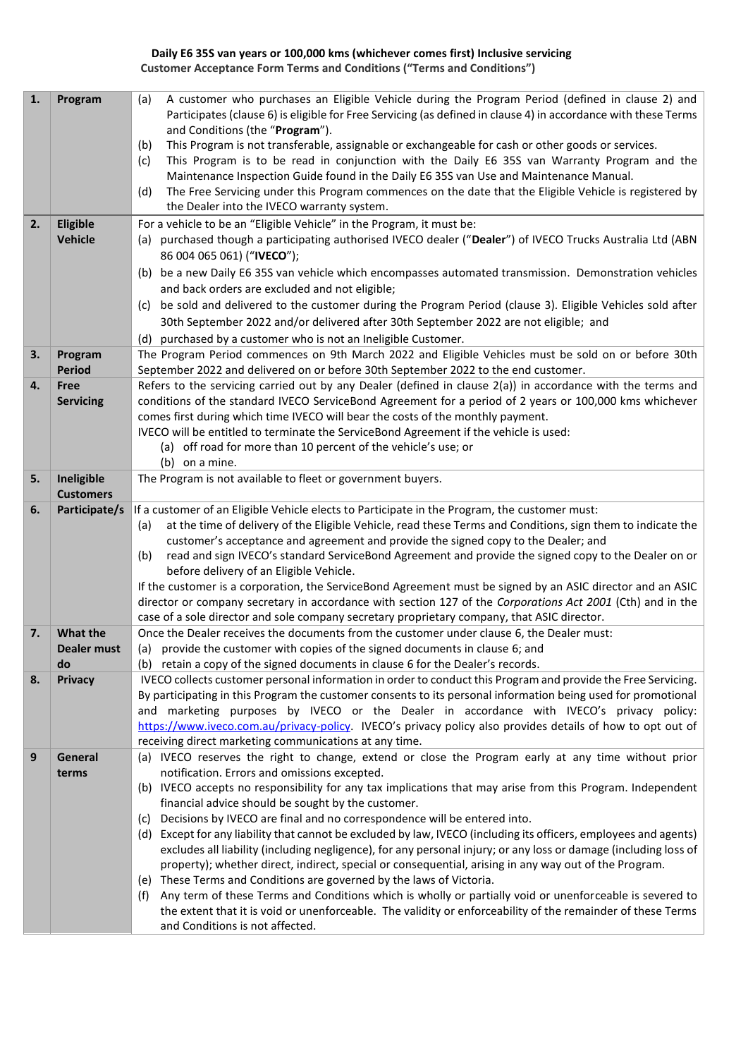**Daily E6 35S van years or 100,000 kms (whichever comes first) Inclusive servicing**
**Customer Acceptance Form Terms and Conditions ("Terms and Conditions")**

| | | |
|---|---|---|
| **1.** | **Program** | (a) A customer who purchases an Eligible Vehicle during the Program Period (defined in clause 2) and Participates (clause 6) is eligible for Free Servicing (as defined in clause 4) in accordance with these Terms and Conditions (the "**Program**").<br>(b) This Program is not transferable, assignable or exchangeable for cash or other goods or services.<br>(c) This Program is to be read in conjunction with the Daily E6 35S van Warranty Program and the Maintenance Inspection Guide found in the Daily E6 35S van Use and Maintenance Manual.<br>(d) The Free Servicing under this Program commences on the date that the Eligible Vehicle is registered by the Dealer into the IVECO warranty system. |
| **2.** | **Eligible Vehicle** | For a vehicle to be an "Eligible Vehicle" in the Program, it must be:<br>(a) purchased though a participating authorised IVECO dealer ("**Dealer**") of IVECO Trucks Australia Ltd (ABN 86 004 065 061) ("**IVECO**");<br>(b) be a new Daily E6 35S van vehicle which encompasses automated transmission. Demonstration vehicles and back orders are excluded and not eligible;<br>(c) be sold and delivered to the customer during the Program Period (clause 3). Eligible Vehicles sold after 30th September 2022 and/or delivered after 30th September 2022 are not eligible; and<br>(d) purchased by a customer who is not an Ineligible Customer. |
| **3.** | **Program Period** | The Program Period commences on 9th March 2022 and Eligible Vehicles must be sold on or before 30th September 2022 and delivered on or before 30th September 2022 to the end customer. |
| **4.** | **Free Servicing** | Refers to the servicing carried out by any Dealer (defined in clause 2(a)) in accordance with the terms and conditions of the standard IVECO ServiceBond Agreement for a period of 2 years or 100,000 kms whichever comes first during which time IVECO will bear the costs of the monthly payment.<br>IVECO will be entitled to terminate the ServiceBond Agreement if the vehicle is used:<br>(a) off road for more than 10 percent of the vehicle's use; or<br>(b) on a mine. |
| **5.** | **Ineligible Customers** | The Program is not available to fleet or government buyers. |
| **6.** | **Participate/s** | If a customer of an Eligible Vehicle elects to Participate in the Program, the customer must:<br>(a) at the time of delivery of the Eligible Vehicle, read these Terms and Conditions, sign them to indicate the customer's acceptance and agreement and provide the signed copy to the Dealer; and<br>(b) read and sign IVECO's standard ServiceBond Agreement and provide the signed copy to the Dealer on or before delivery of an Eligible Vehicle.<br>If the customer is a corporation, the ServiceBond Agreement must be signed by an ASIC director and an ASIC director or company secretary in accordance with section 127 of the *Corporations Act 2001* (Cth) and in the case of a sole director and sole company secretary proprietary company, that ASIC director. |
| **7.** | **What the Dealer must do** | Once the Dealer receives the documents from the customer under clause 6, the Dealer must:<br>(a) provide the customer with copies of the signed documents in clause 6; and<br>(b) retain a copy of the signed documents in clause 6 for the Dealer's records. |
| **8.** | **Privacy** | IVECO collects customer personal information in order to conduct this Program and provide the Free Servicing. By participating in this Program the customer consents to its personal information being used for promotional and marketing purposes by IVECO or the Dealer in accordance with IVECO's privacy policy: https://www.iveco.com.au/privacy-policy. IVECO's privacy policy also provides details of how to opt out of receiving direct marketing communications at any time. |
| **9** | **General terms** | (a) IVECO reserves the right to change, extend or close the Program early at any time without prior notification. Errors and omissions excepted.<br>(b) IVECO accepts no responsibility for any tax implications that may arise from this Program. Independent financial advice should be sought by the customer.<br>(c) Decisions by IVECO are final and no correspondence will be entered into.<br>(d) Except for any liability that cannot be excluded by law, IVECO (including its officers, employees and agents) excludes all liability (including negligence), for any personal injury; or any loss or damage (including loss of property); whether direct, indirect, special or consequential, arising in any way out of the Program.<br>(e) These Terms and Conditions are governed by the laws of Victoria.<br>(f) Any term of these Terms and Conditions which is wholly or partially void or unenforceable is severed to the extent that it is void or unenforceable. The validity or enforceability of the remainder of these Terms and Conditions is not affected. |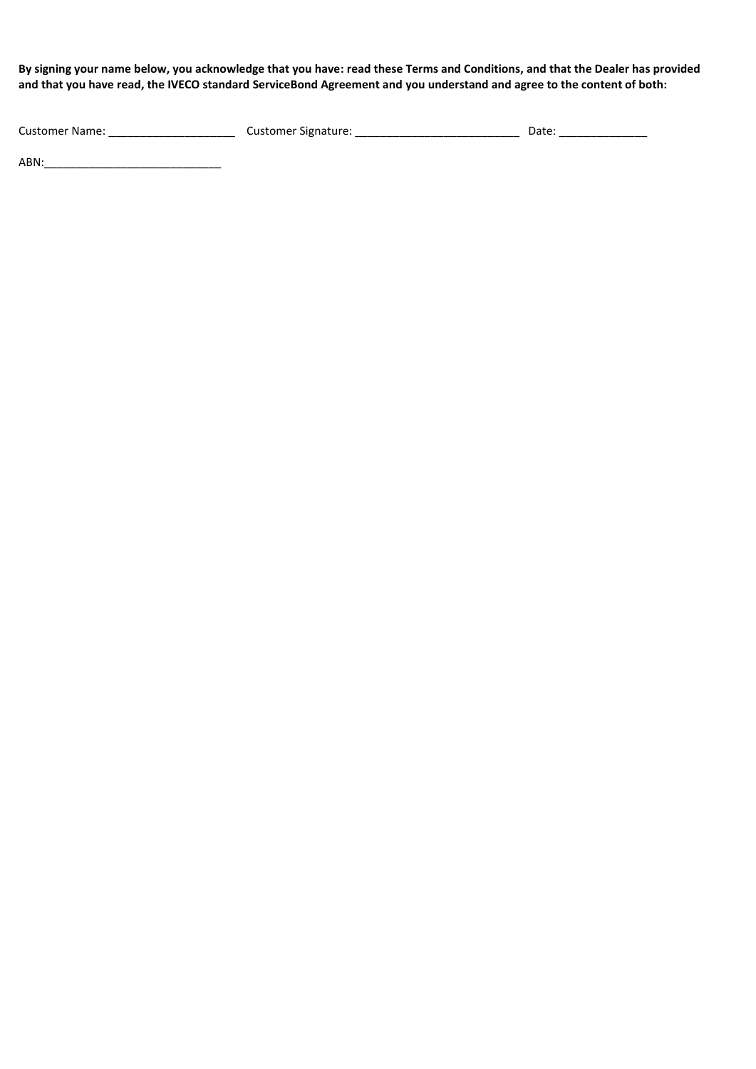**By signing your name below, you acknowledge that you have: read these Terms and Conditions, and that the Dealer has provided and that you have read, the IVECO standard ServiceBond Agreement and you understand and agree to the content of both:**

Customer Name: ____________________ Customer Signature: __________________________ Date: ______________

ABN:____________________________